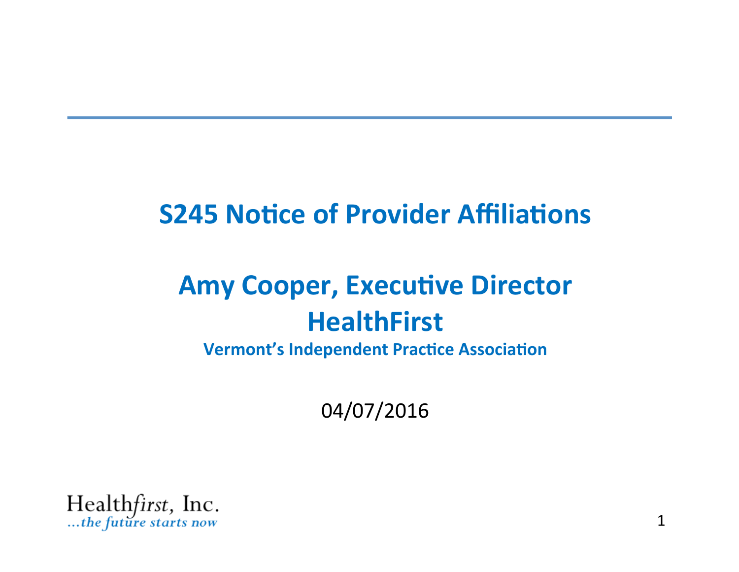# S245 Notice of Provider Affiliations

## Amy Cooper, Executive Director
## HealthFirst

**Vermont's Independent Practice Association**

04/07/2016

Health*first*, Inc.
*...the future starts now*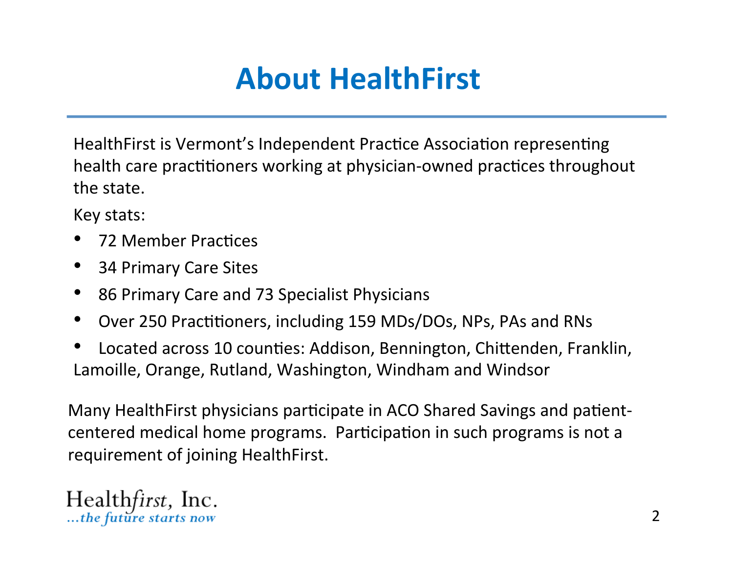# About HealthFirst

HealthFirst is Vermont's Independent Practice Association representing health care practitioners working at physician-owned practices throughout the state.

Key stats:

- 72 Member Practices
- 34 Primary Care Sites
- 86 Primary Care and 73 Specialist Physicians
- Over 250 Practitioners, including 159 MDs/DOs, NPs, PAs and RNs
- Located across 10 counties: Addison, Bennington, Chittenden, Franklin, Lamoille, Orange, Rutland, Washington, Windham and Windsor

Many HealthFirst physicians participate in ACO Shared Savings and patient-centered medical home programs. Participation in such programs is not a requirement of joining HealthFirst.

Healthfirst, Inc.
*...the future starts now*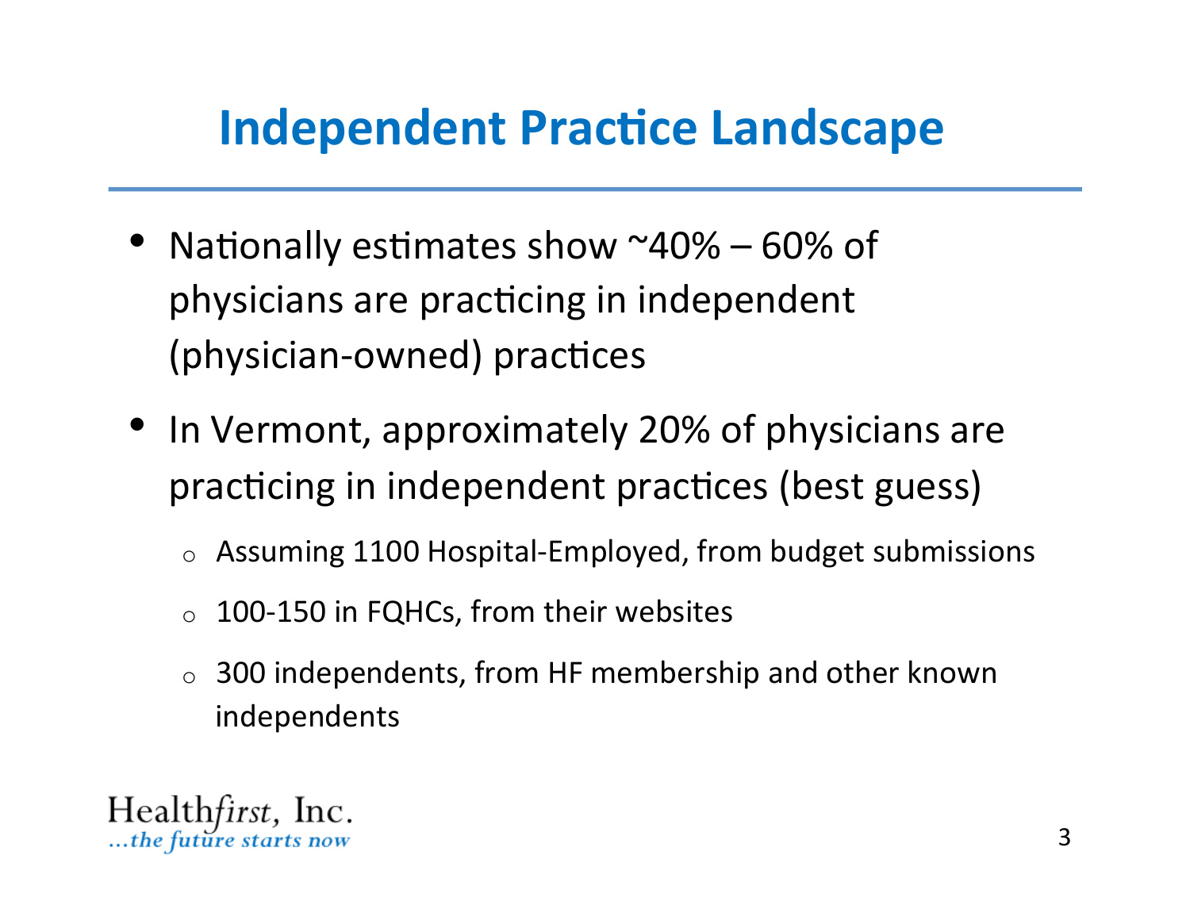# Independent Practice Landscape

- Nationally estimates show ~40% – 60% of physicians are practicing in independent (physician-owned) practices
- In Vermont, approximately 20% of physicians are practicing in independent practices (best guess)
  - Assuming 1100 Hospital-Employed, from budget submissions
  - 100-150 in FQHCs, from their websites
  - 300 independents, from HF membership and other known independents

Health*first*, Inc.
*...the future starts now*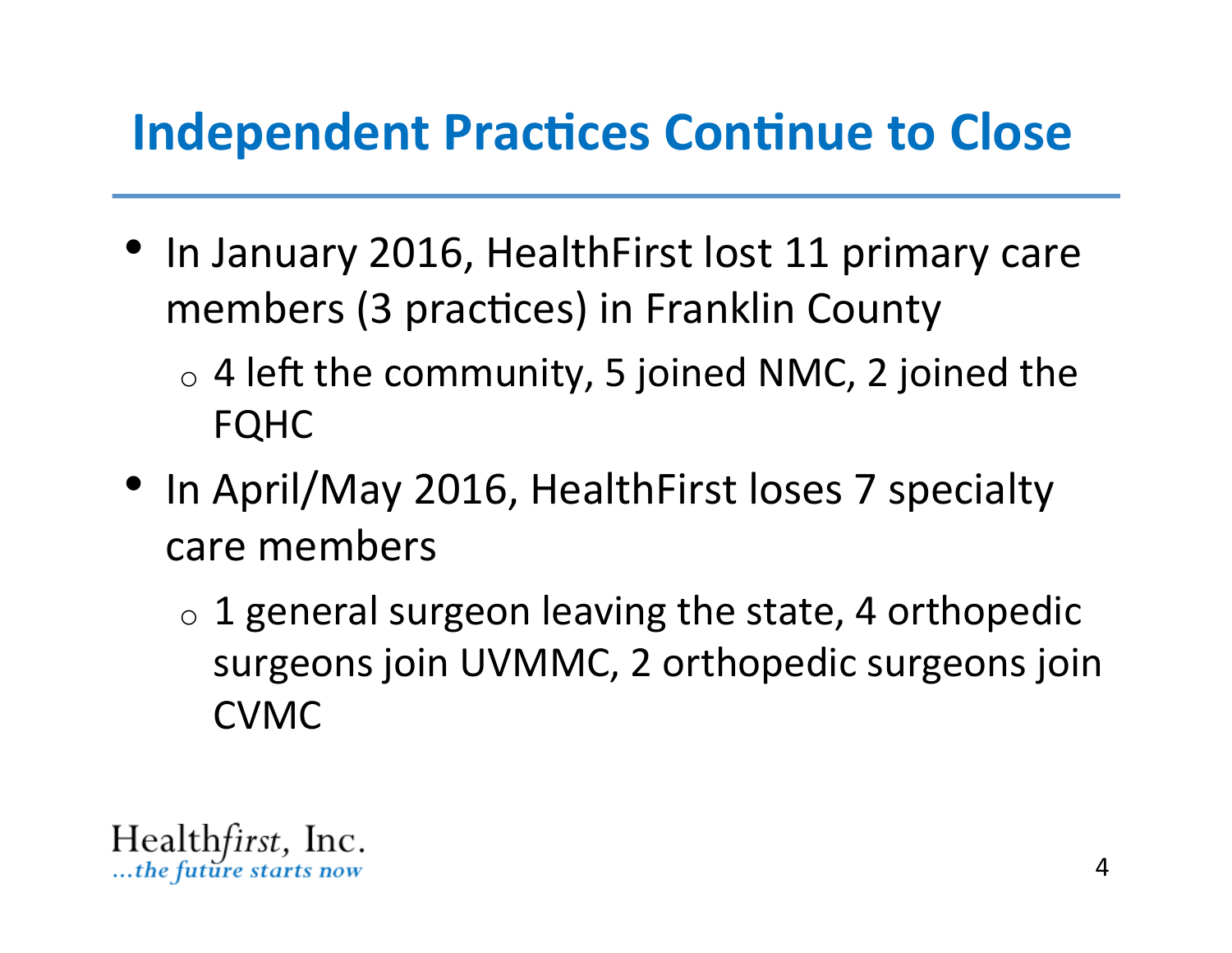# Independent Practices Continue to Close

- In January 2016, HealthFirst lost 11 primary care members (3 practices) in Franklin County
  - 4 left the community, 5 joined NMC, 2 joined the FQHC
- In April/May 2016, HealthFirst loses 7 specialty care members
  - 1 general surgeon leaving the state, 4 orthopedic surgeons join UVMMC, 2 orthopedic surgeons join CVMC

Health*first*, Inc.
*...the future starts now*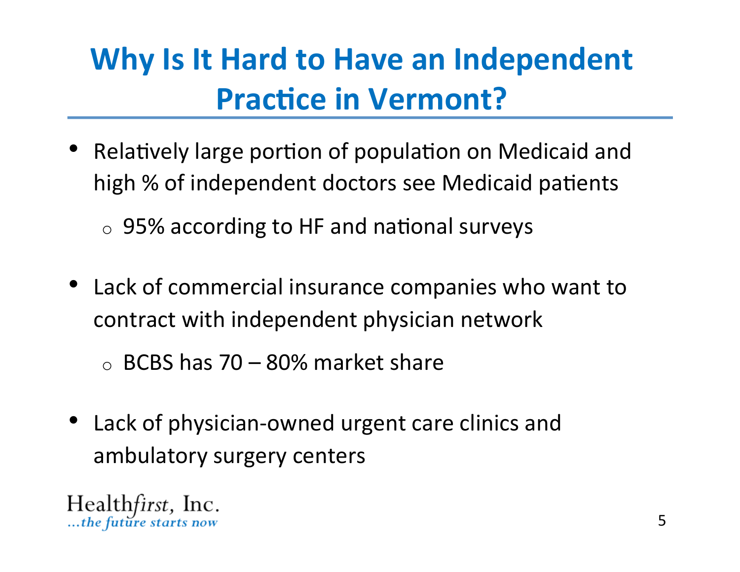# Why Is It Hard to Have an Independent Practice in Vermont?

- Relatively large portion of population on Medicaid and high % of independent doctors see Medicaid patients
  - 95% according to HF and national surveys
- Lack of commercial insurance companies who want to contract with independent physician network
  - BCBS has 70 – 80% market share
- Lack of physician-owned urgent care clinics and ambulatory surgery centers

Health*first*, Inc.
*...the future starts now*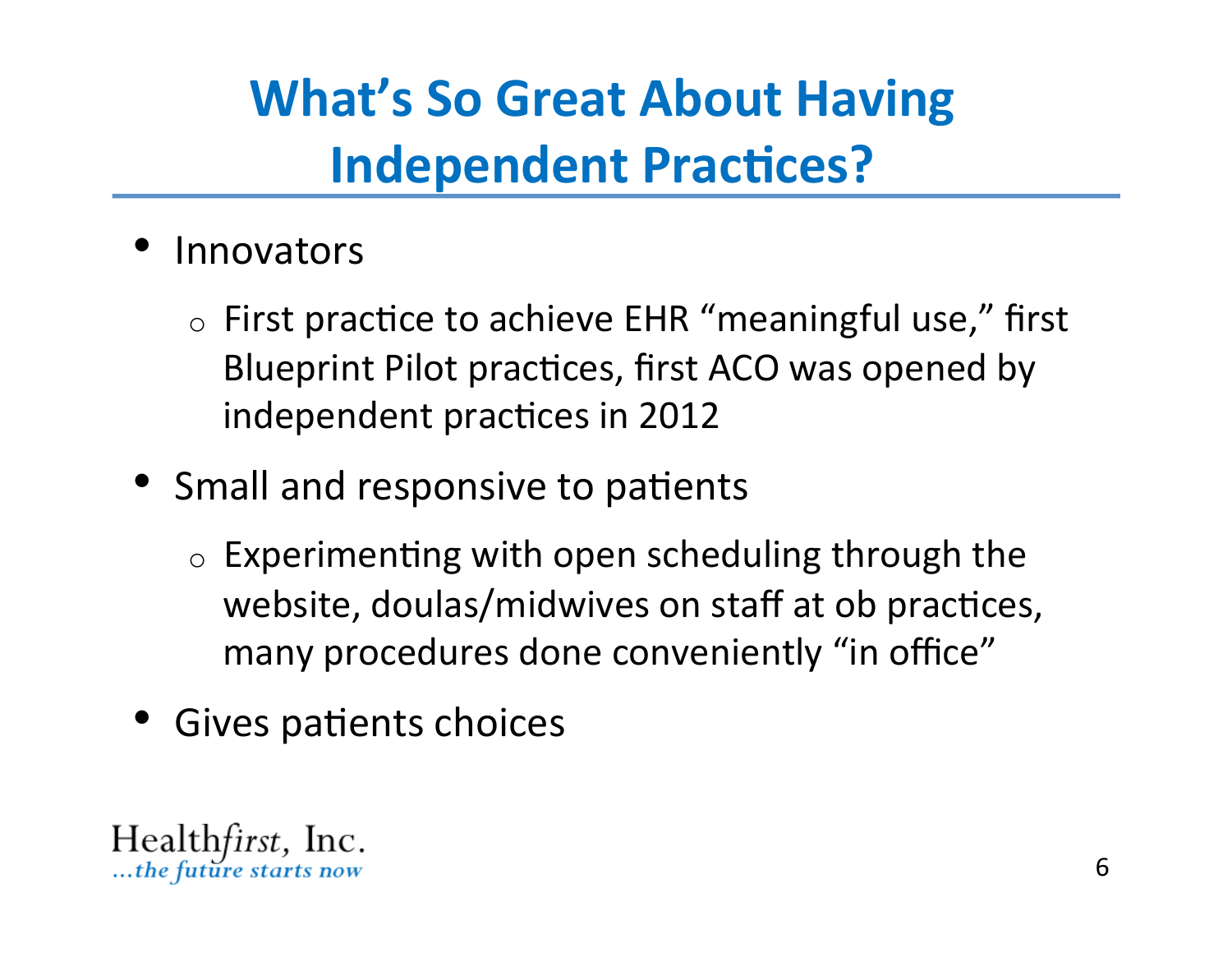# What's So Great About Having Independent Practices?

- Innovators
  - First practice to achieve EHR "meaningful use," first Blueprint Pilot practices, first ACO was opened by independent practices in 2012
- Small and responsive to patients
  - Experimenting with open scheduling through the website, doulas/midwives on staff at ob practices, many procedures done conveniently "in office"
- Gives patients choices

Healthfirst, Inc.
*...the future starts now*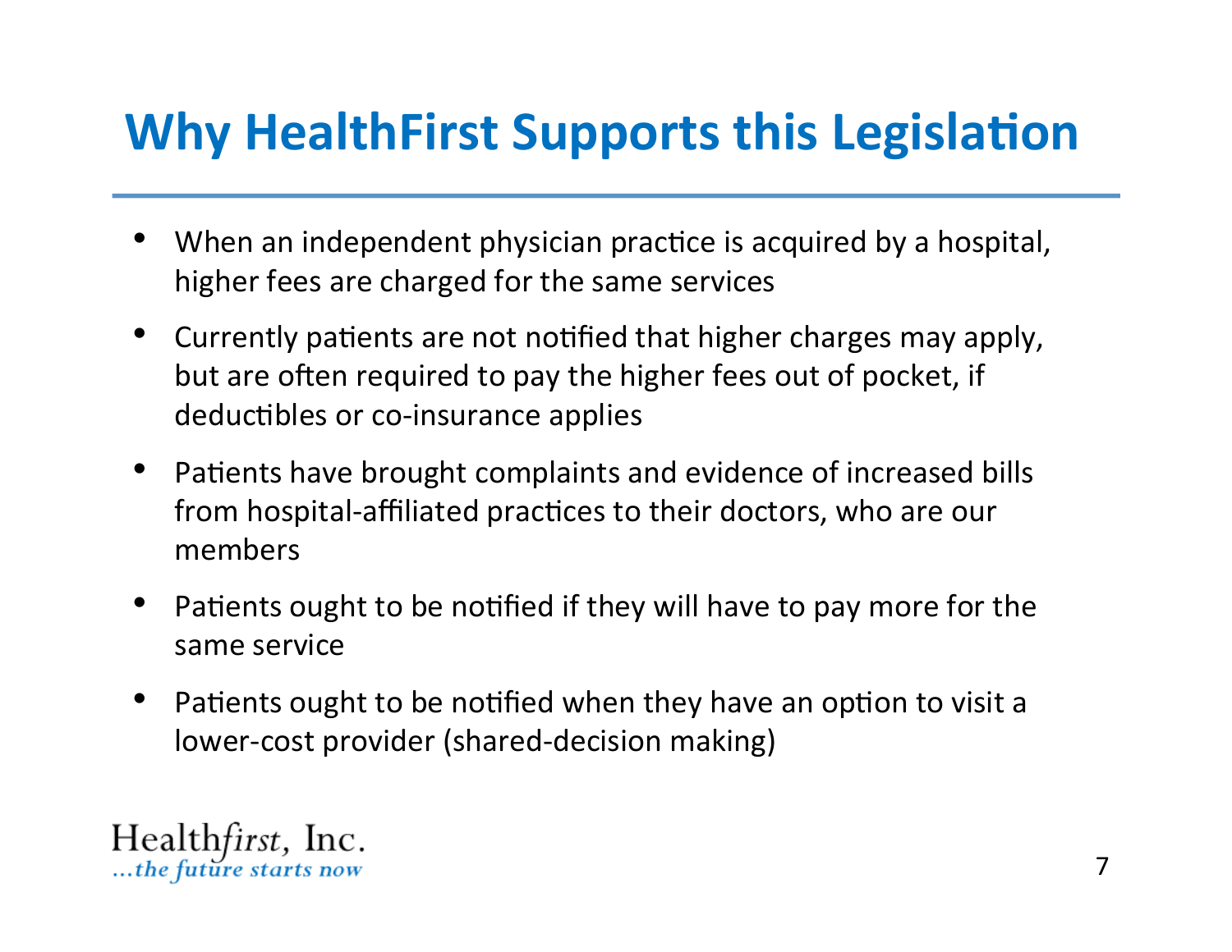# Why HealthFirst Supports this Legislation

- When an independent physician practice is acquired by a hospital, higher fees are charged for the same services
- Currently patients are not notified that higher charges may apply, but are often required to pay the higher fees out of pocket, if deductibles or co-insurance applies
- Patients have brought complaints and evidence of increased bills from hospital-affiliated practices to their doctors, who are our members
- Patients ought to be notified if they will have to pay more for the same service
- Patients ought to be notified when they have an option to visit a lower-cost provider (shared-decision making)

Health*first*, Inc.
*...the future starts now*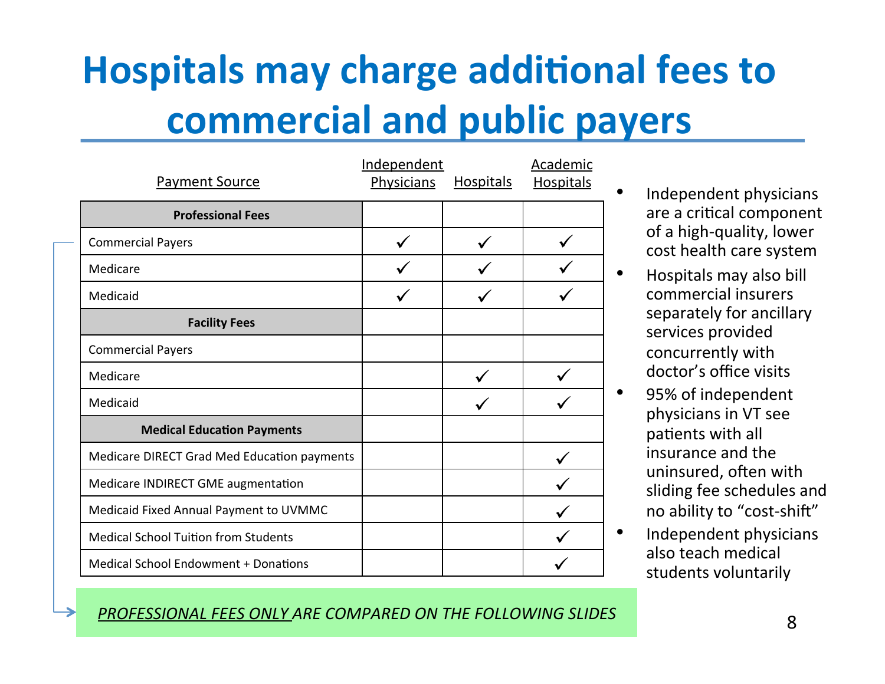# Hospitals may charge additional fees to commercial and public payers

| Payment Source | Independent Physicians | Hospitals | Academic Hospitals |
|---|---|---|---|
| **Professional Fees** | | | |
| Commercial Payers | ✓ | ✓ | ✓ |
| Medicare | ✓ | ✓ | ✓ |
| Medicaid | ✓ | ✓ | ✓ |
| **Facility Fees** | | | |
| Commercial Payers | | | |
| Medicare | | ✓ | ✓ |
| Medicaid | | ✓ | ✓ |
| **Medical Education Payments** | | | |
| Medicare DIRECT Grad Med Education payments | | | ✓ |
| Medicare INDIRECT GME augmentation | | | ✓ |
| Medicaid Fixed Annual Payment to UVMMC | | | ✓ |
| Medical School Tuition from Students | | | ✓ |
| Medical School Endowment + Donations | | | ✓ |

- Independent physicians are a critical component of a high-quality, lower cost health care system
- Hospitals may also bill commercial insurers separately for ancillary services provided concurrently with doctor's office visits
- 95% of independent physicians in VT see patients with all insurance and the uninsured, often with sliding fee schedules and no ability to "cost-shift"
- Independent physicians also teach medical students voluntarily

*__PROFESSIONAL FEES ONLY__ ARE COMPARED ON THE FOLLOWING SLIDES*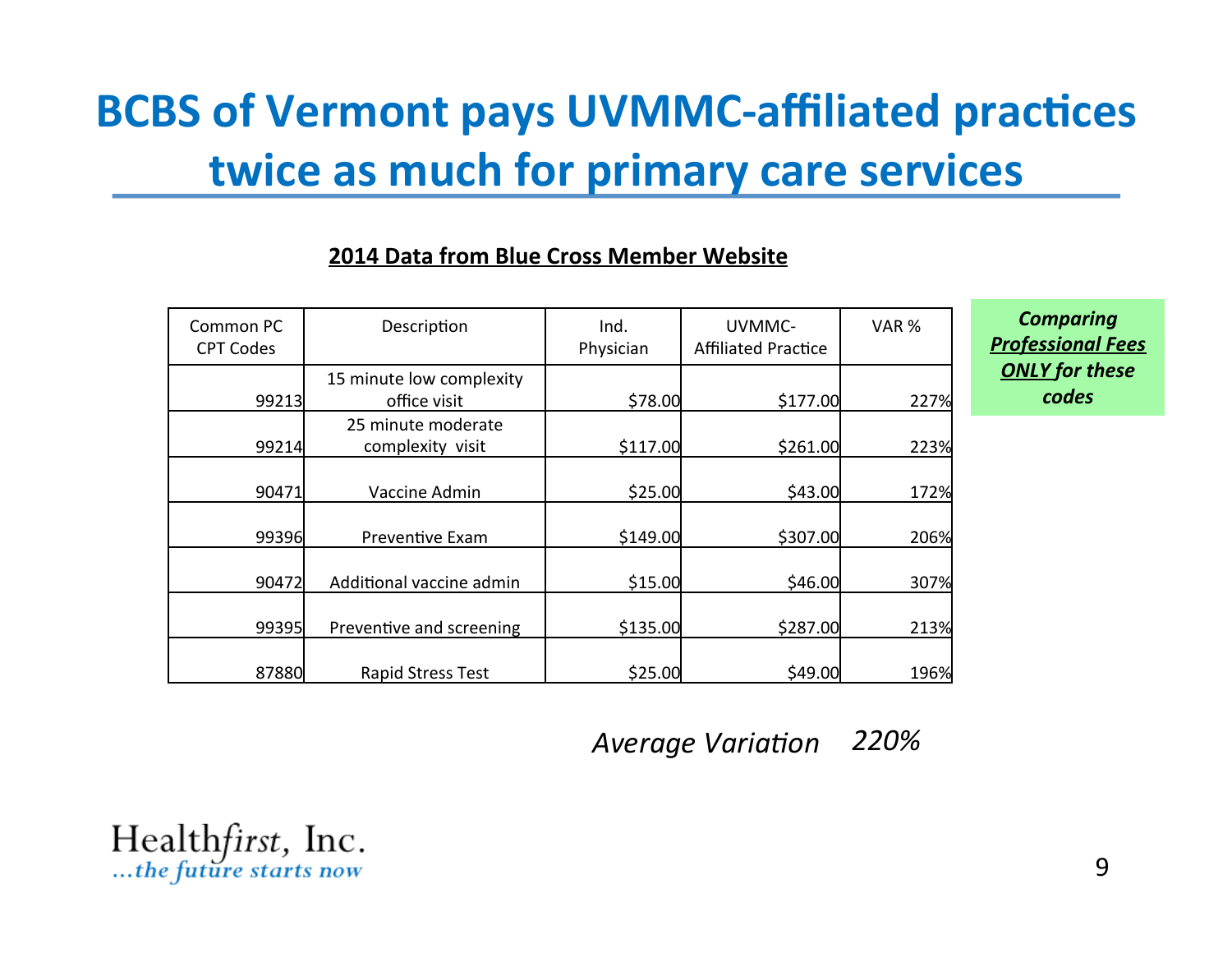# BCS of Vermont pays UVMMC-affiliated practices twice as much for primary care services

**2014 Data from Blue Cross Member Website**

| Common PC CPT Codes | Description | Ind. Physician | UVMMC-Affiliated Practice | VAR % |
|---|---|---|---|---|
| 99213 | 15 minute low complexity office visit | $78.00 | $177.00 | 227% |
| 99214 | 25 minute moderate complexity visit | $117.00 | $261.00 | 223% |
| 90471 | Vaccine Admin | $25.00 | $43.00 | 172% |
| 99396 | Preventive Exam | $149.00 | $307.00 | 206% |
| 90472 | Additional vaccine admin | $15.00 | $46.00 | 307% |
| 99395 | Preventive and screening | $135.00 | $287.00 | 213% |
| 87880 | Rapid Stress Test | $25.00 | $49.00 | 196% |

***Comparing Professional Fees ONLY for these codes***

*Average Variation* *220%*

Healthfirst, Inc.
*...the future starts now*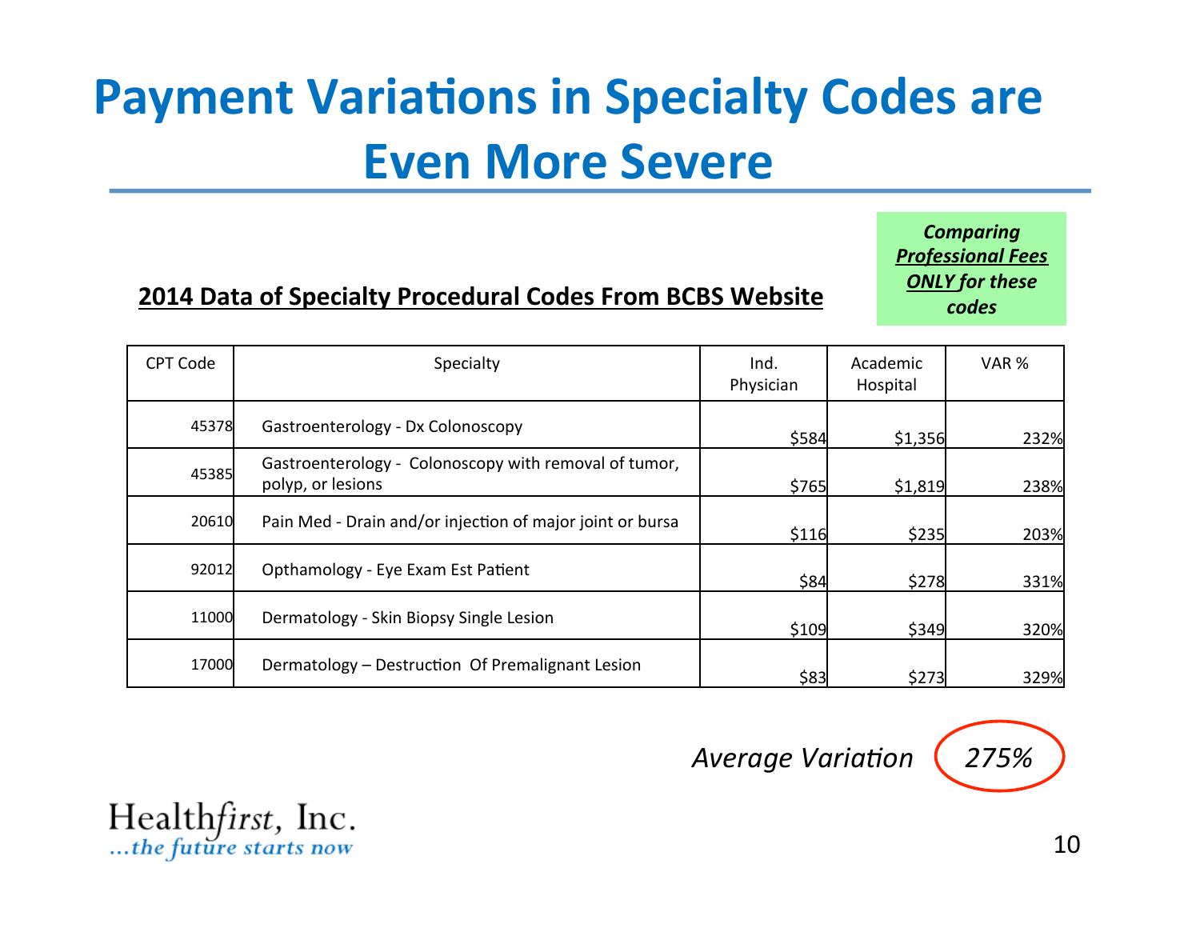# Payment Variations in Specialty Codes are Even More Severe

***Comparing <u>Professional Fees ONLY</u> for these codes***

**<u>2014 Data of Specialty Procedural Codes From BCBS Website</u>**

| CPT Code | Specialty | Ind. Physician | Academic Hospital | VAR % |
|---|---|---|---|---|
| 45378 | Gastroenterology - Dx Colonoscopy | $584 | $1,356 | 232% |
| 45385 | Gastroenterology - Colonoscopy with removal of tumor, polyp, or lesions | $765 | $1,819 | 238% |
| 20610 | Pain Med - Drain and/or injection of major joint or bursa | $116 | $235 | 203% |
| 92012 | Opthamology - Eye Exam Est Patient | $84 | $278 | 331% |
| 11000 | Dermatology - Skin Biopsy Single Lesion | $109 | $349 | 320% |
| 17000 | Dermatology – Destruction Of Premalignant Lesion | $83 | $273 | 329% |

*Average Variation* *275%*

Healthfirst, Inc.
*...the future starts now*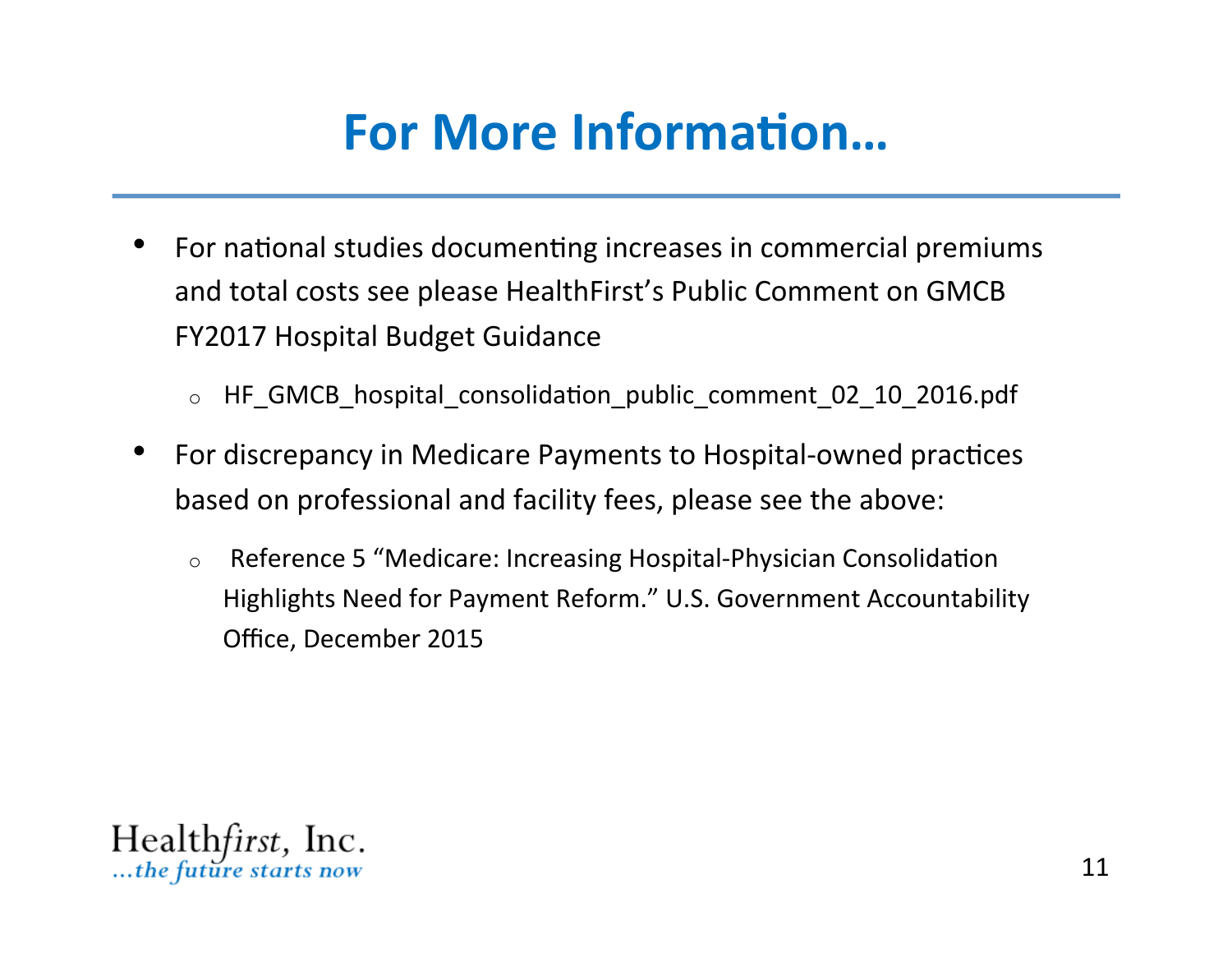# For More Information…

- For national studies documenting increases in commercial premiums and total costs see please HealthFirst's Public Comment on GMCB FY2017 Hospital Budget Guidance
  - HF_GMCB_hospital_consolidation_public_comment_02_10_2016.pdf
- For discrepancy in Medicare Payments to Hospital-owned practices based on professional and facility fees, please see the above:
  - Reference 5 "Medicare: Increasing Hospital-Physician Consolidation Highlights Need for Payment Reform." U.S. Government Accountability Office, December 2015

Healthfirst, Inc.
*...the future starts now*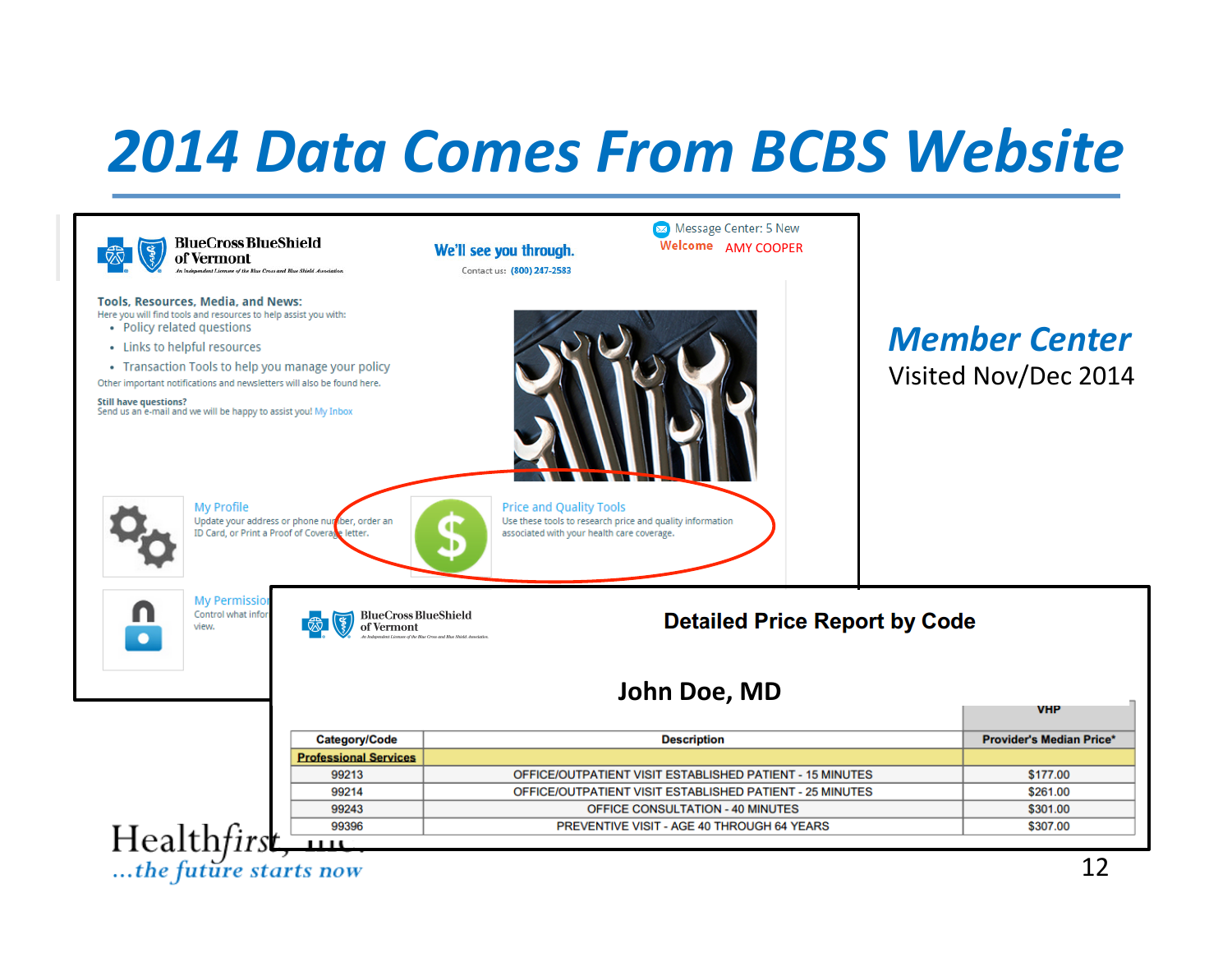# 2014 Data Comes From BCBS Website

BlueCross BlueShield of Vermont
An Independent Licensee of the Blue Cross and Blue Shield Association

We'll see you through.
Contact us: (800) 247-2583

Message Center: 5 New
Welcome AMY COOPER

**Tools, Resources, Media, and News:**
Here you will find tools and resources to help assist you with:
- Policy related questions
- Links to helpful resources
- Transaction Tools to help you manage your policy

Other important notifications and newsletters will also be found here.

**Still have questions?**
Send us an e-mail and we will be happy to assist you! My Inbox

My Profile
Update your address or phone number, order an ID Card, or Print a Proof of Coverage letter.

Price and Quality Tools
Use these tools to research price and quality information associated with your health care coverage.

My Permissions
Control what information... view.

***Member Center***
Visited Nov/Dec 2014

BlueCross BlueShield of Vermont
An Independent Licensee of the Blue Cross and Blue Shield Association

**Detailed Price Report by Code**

**John Doe, MD**

| Category/Code | Description | VHP Provider's Median Price* |
|---|---|---|
| **Professional Services** | | |
| 99213 | OFFICE/OUTPATIENT VISIT ESTABLISHED PATIENT - 15 MINUTES | $177.00 |
| 99214 | OFFICE/OUTPATIENT VISIT ESTABLISHED PATIENT - 25 MINUTES | $261.00 |
| 99243 | OFFICE CONSULTATION - 40 MINUTES | $301.00 |
| 99396 | PREVENTIVE VISIT - AGE 40 THROUGH 64 YEARS | $307.00 |

Healthfirst, Inc.
*...the future starts now*